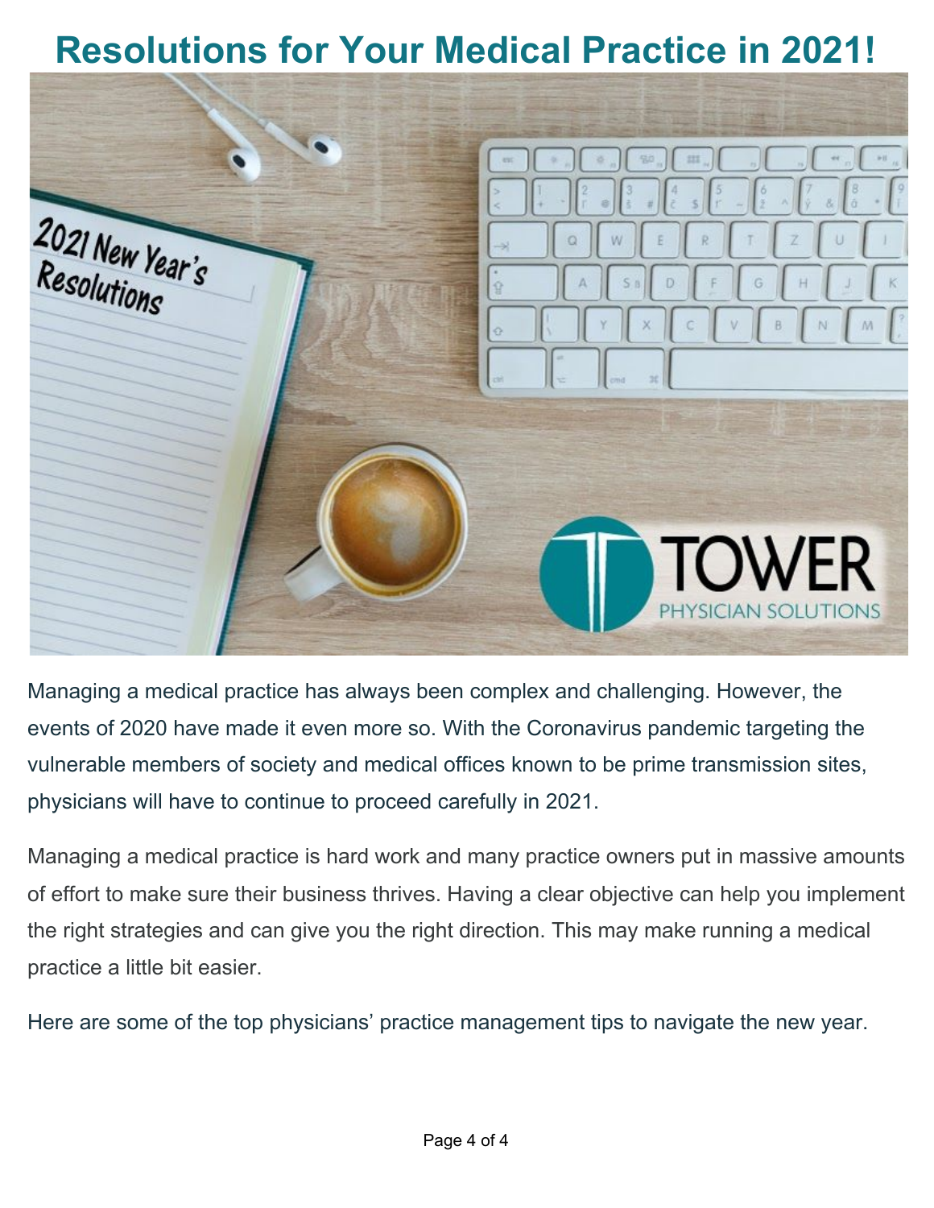# Resolutions for Your Medical Practice in 2021!

Managing a medical practice has always been complex and challenging. However, the events of 2020 have made it even more so. With the Coronavirus pandemic targeting the vulnerable members of society and medical offices known to be prime transmission sites, physicians will have to continue to proceed carefully in 2021.

Managing a medical practice is hard work and many practice owners put in massive amounts of effort to make sure their business thrives. Having a clear objective can help you implement the right strategies and can give you the right direction. This may make running a medical practice a little bit easier.

Here are some of the top physicians' practice management tips to navigate the new year.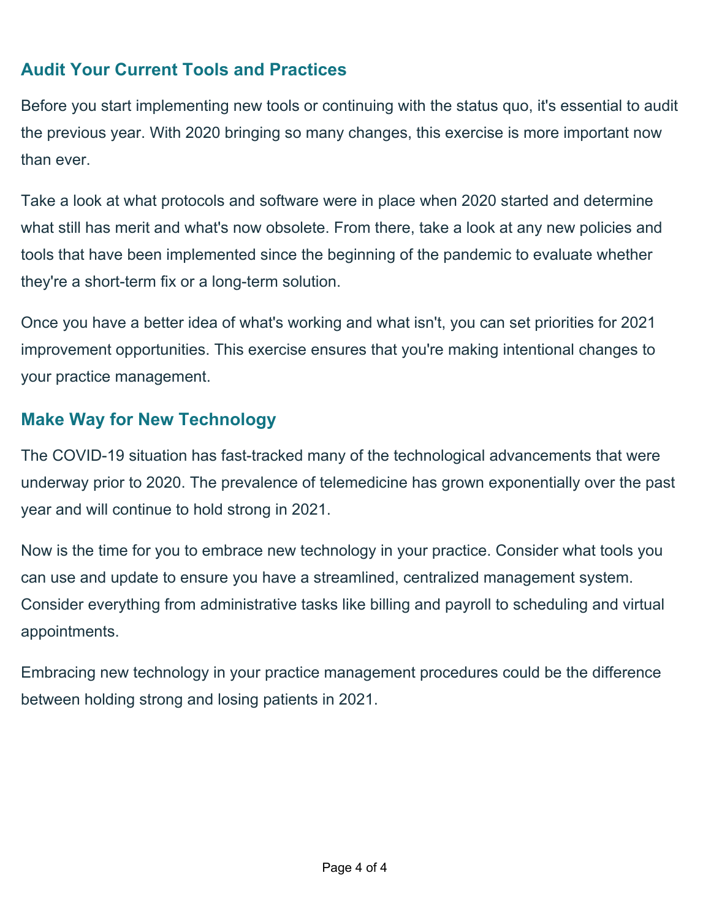## Audit Your Current Tools and Practices

Before you start implementing new tools or continuing with the status quo, it's essential to audit the previous year. With 2020 bringing so many changes, this exercise is more important now than ever.

Take a look at what protocols and software were in place when 2020 started and determine what still has merit and what's now obsolete. From there, take a look at any new policies and tools that have been implemented since the beginning of the pandemic to evaluate whether they're a short-term fix or a long-term solution.

Once you have a better idea of what's working and what isn't, you can set priorities for 2021 improvement opportunities. This exercise ensures that you're making intentional changes to your practice management.

## Make Way for New Technology

The COVID-19 situation has fast-tracked many of the technological advancements that were underway prior to 2020. The prevalence of telemedicine has grown exponentially over the past year and will continue to hold strong in 2021.

Now is the time for you to embrace new technology in your practice. Consider what tools you can use and update to ensure you have a streamlined, centralized management system. Consider everything from administrative tasks like billing and payroll to scheduling and virtual appointments.

Embracing new technology in your practice management procedures could be the difference between holding strong and losing patients in 2021.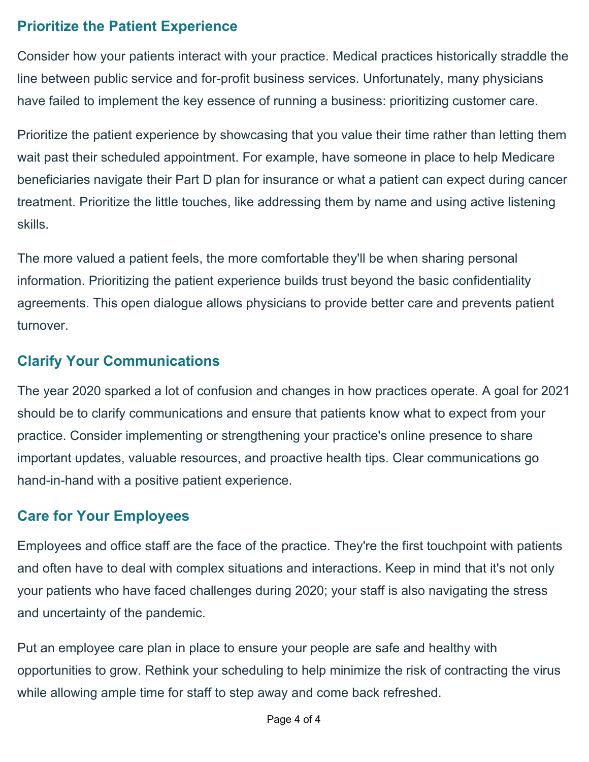## Prioritize the Patient Experience

Consider how your patients interact with your practice. Medical practices historically straddle the line between public service and for-profit business services. Unfortunately, many physicians have failed to implement the key essence of running a business: prioritizing customer care.

Prioritize the patient experience by showcasing that you value their time rather than letting them wait past their scheduled appointment. For example, have someone in place to help Medicare beneficiaries navigate their Part D plan for insurance or what a patient can expect during cancer treatment. Prioritize the little touches, like addressing them by name and using active listening skills.

The more valued a patient feels, the more comfortable they'll be when sharing personal information. Prioritizing the patient experience builds trust beyond the basic confidentiality agreements. This open dialogue allows physicians to provide better care and prevents patient turnover.

## Clarify Your Communications

The year 2020 sparked a lot of confusion and changes in how practices operate. A goal for 2021 should be to clarify communications and ensure that patients know what to expect from your practice. Consider implementing or strengthening your practice's online presence to share important updates, valuable resources, and proactive health tips. Clear communications go hand-in-hand with a positive patient experience.

## Care for Your Employees

Employees and office staff are the face of the practice. They're the first touchpoint with patients and often have to deal with complex situations and interactions. Keep in mind that it's not only your patients who have faced challenges during 2020; your staff is also navigating the stress and uncertainty of the pandemic.

Put an employee care plan in place to ensure your people are safe and healthy with opportunities to grow. Rethink your scheduling to help minimize the risk of contracting the virus while allowing ample time for staff to step away and come back refreshed.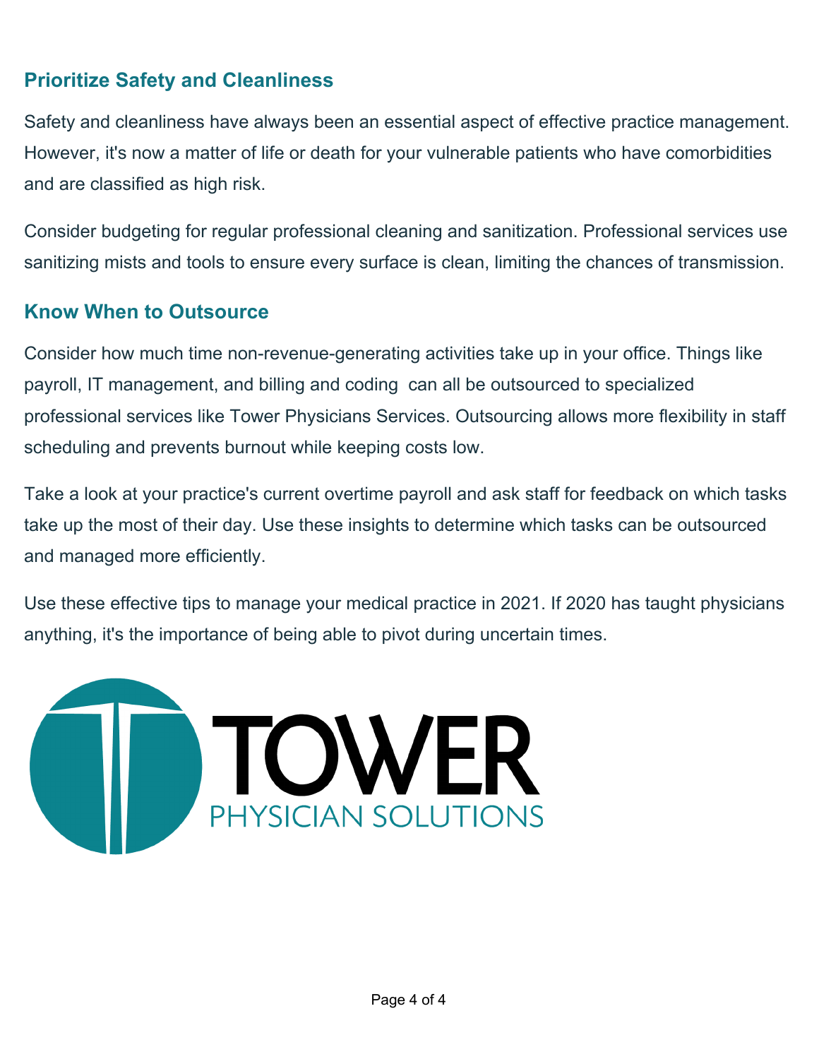## Prioritize Safety and Cleanliness

Safety and cleanliness have always been an essential aspect of effective practice management. However, it's now a matter of life or death for your vulnerable patients who have comorbidities and are classified as high risk.

Consider budgeting for regular professional cleaning and sanitization. Professional services use sanitizing mists and tools to ensure every surface is clean, limiting the chances of transmission.

## Know When to Outsource

Consider how much time non-revenue-generating activities take up in your office. Things like payroll, IT management, and billing and coding can all be outsourced to specialized professional services like Tower Physicians Services. Outsourcing allows more flexibility in staff scheduling and prevents burnout while keeping costs low.

Take a look at your practice's current overtime payroll and ask staff for feedback on which tasks take up the most of their day. Use these insights to determine which tasks can be outsourced and managed more efficiently.

Use these effective tips to manage your medical practice in 2021. If 2020 has taught physicians anything, it's the importance of being able to pivot during uncertain times.

TOWER
PHYSICIAN SOLUTIONS